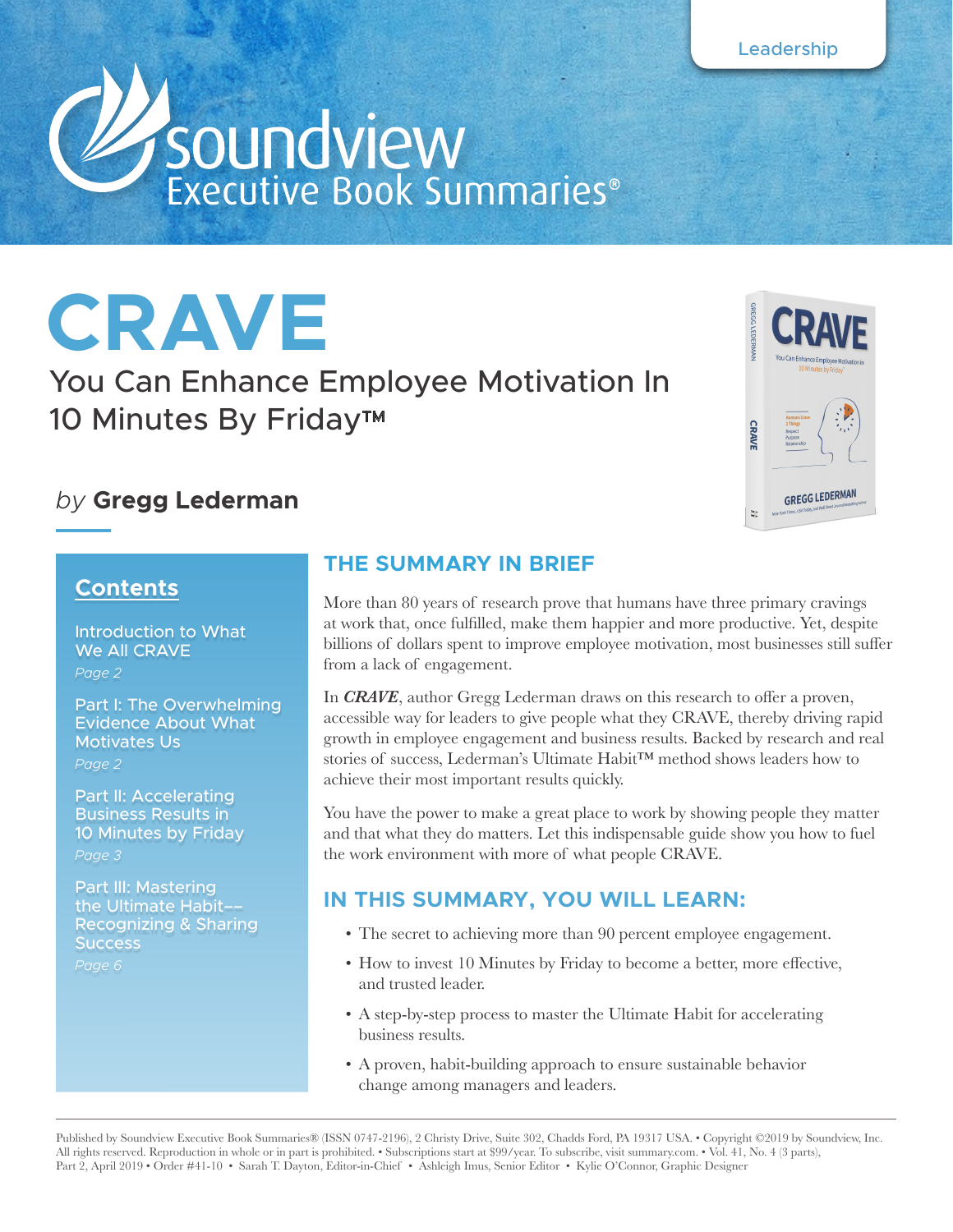Leadership

soundview Executive Book Summaries®

# CRAVE

## You Can Enhance Employee Motivation In 10 Minutes By Friday™

*by* **Gregg Lederman**

## Contents

Introduction to What We All CRAVE
*Page 2*

Part I: The Overwhelming Evidence About What Motivates Us
*Page 2*

Part II: Accelerating Business Results in 10 Minutes by Friday
*Page 3*

Part III: Mastering the Ultimate Habit––Recognizing & Sharing Success
*Page 6*

## THE SUMMARY IN BRIEF

More than 80 years of research prove that humans have three primary cravings at work that, once fulfilled, make them happier and more productive. Yet, despite billions of dollars spent to improve employee motivation, most businesses still suffer from a lack of engagement.

In ***CRAVE***, author Gregg Lederman draws on this research to offer a proven, accessible way for leaders to give people what they CRAVE, thereby driving rapid growth in employee engagement and business results. Backed by research and real stories of success, Lederman's Ultimate Habit™ method shows leaders how to achieve their most important results quickly.

You have the power to make a great place to work by showing people they matter and that what they do matters. Let this indispensable guide show you how to fuel the work environment with more of what people CRAVE.

## IN THIS SUMMARY, YOU WILL LEARN:

- The secret to achieving more than 90 percent employee engagement.
- How to invest 10 Minutes by Friday to become a better, more effective, and trusted leader.
- A step-by-step process to master the Ultimate Habit for accelerating business results.
- A proven, habit-building approach to ensure sustainable behavior change among managers and leaders.

Published by Soundview Executive Book Summaries® (ISSN 0747-2196), 2 Christy Drive, Suite 302, Chadds Ford, PA 19317 USA. • Copyright ©2019 by Soundview, Inc. All rights reserved. Reproduction in whole or in part is prohibited. • Subscriptions start at $99/year. To subscribe, visit summary.com. • Vol. 41, No. 4 (3 parts), Part 2, April 2019 • Order #41-10 • Sarah T. Dayton, Editor-in-Chief • Ashleigh Imus, Senior Editor • Kylie O'Connor, Graphic Designer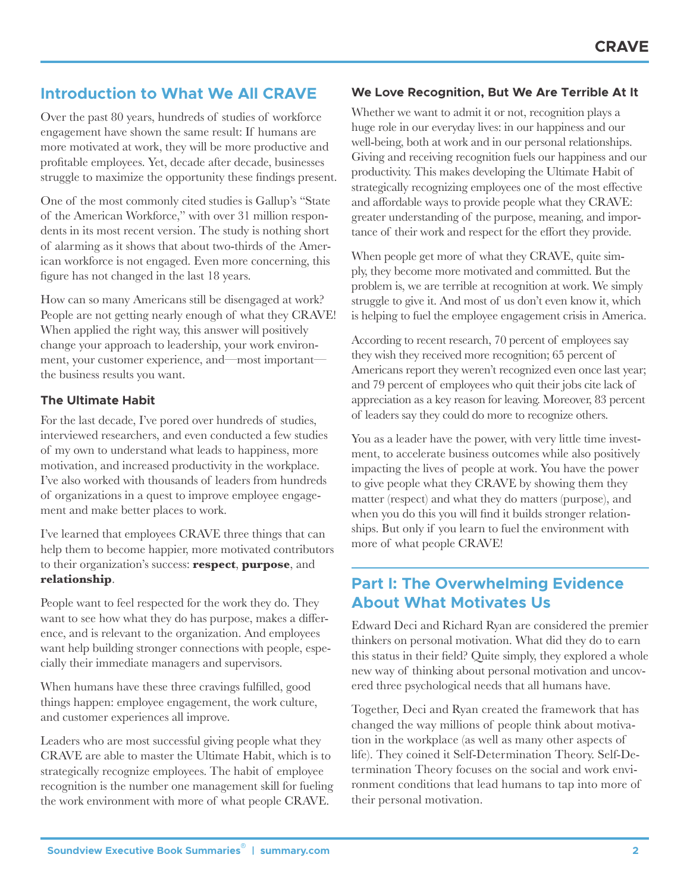## Introduction to What We All CRAVE

Over the past 80 years, hundreds of studies of workforce engagement have shown the same result: If humans are more motivated at work, they will be more productive and profitable employees. Yet, decade after decade, businesses struggle to maximize the opportunity these findings present.

One of the most commonly cited studies is Gallup's "State of the American Workforce," with over 31 million respondents in its most recent version. The study is nothing short of alarming as it shows that about two-thirds of the American workforce is not engaged. Even more concerning, this figure has not changed in the last 18 years.

How can so many Americans still be disengaged at work? People are not getting nearly enough of what they CRAVE! When applied the right way, this answer will positively change your approach to leadership, your work environment, your customer experience, and—most important—the business results you want.

### The Ultimate Habit

For the last decade, I've pored over hundreds of studies, interviewed researchers, and even conducted a few studies of my own to understand what leads to happiness, more motivation, and increased productivity in the workplace. I've also worked with thousands of leaders from hundreds of organizations in a quest to improve employee engagement and make better places to work.

I've learned that employees CRAVE three things that can help them to become happier, more motivated contributors to their organization's success: **respect**, **purpose**, and **relationship**.

People want to feel respected for the work they do. They want to see how what they do has purpose, makes a difference, and is relevant to the organization. And employees want help building stronger connections with people, especially their immediate managers and supervisors.

When humans have these three cravings fulfilled, good things happen: employee engagement, the work culture, and customer experiences all improve.

Leaders who are most successful giving people what they CRAVE are able to master the Ultimate Habit, which is to strategically recognize employees. The habit of employee recognition is the number one management skill for fueling the work environment with more of what people CRAVE.

### We Love Recognition, But We Are Terrible At It

Whether we want to admit it or not, recognition plays a huge role in our everyday lives: in our happiness and our well-being, both at work and in our personal relationships. Giving and receiving recognition fuels our happiness and our productivity. This makes developing the Ultimate Habit of strategically recognizing employees one of the most effective and affordable ways to provide people what they CRAVE: greater understanding of the purpose, meaning, and importance of their work and respect for the effort they provide.

When people get more of what they CRAVE, quite simply, they become more motivated and committed. But the problem is, we are terrible at recognition at work. We simply struggle to give it. And most of us don't even know it, which is helping to fuel the employee engagement crisis in America.

According to recent research, 70 percent of employees say they wish they received more recognition; 65 percent of Americans report they weren't recognized even once last year; and 79 percent of employees who quit their jobs cite lack of appreciation as a key reason for leaving. Moreover, 83 percent of leaders say they could do more to recognize others.

You as a leader have the power, with very little time investment, to accelerate business outcomes while also positively impacting the lives of people at work. You have the power to give people what they CRAVE by showing them they matter (respect) and what they do matters (purpose), and when you do this you will find it builds stronger relationships. But only if you learn to fuel the environment with more of what people CRAVE!

## Part I: The Overwhelming Evidence About What Motivates Us

Edward Deci and Richard Ryan are considered the premier thinkers on personal motivation. What did they do to earn this status in their field? Quite simply, they explored a whole new way of thinking about personal motivation and uncovered three psychological needs that all humans have.

Together, Deci and Ryan created the framework that has changed the way millions of people think about motivation in the workplace (as well as many other aspects of life). They coined it Self-Determination Theory. Self-Determination Theory focuses on the social and work environment conditions that lead humans to tap into more of their personal motivation.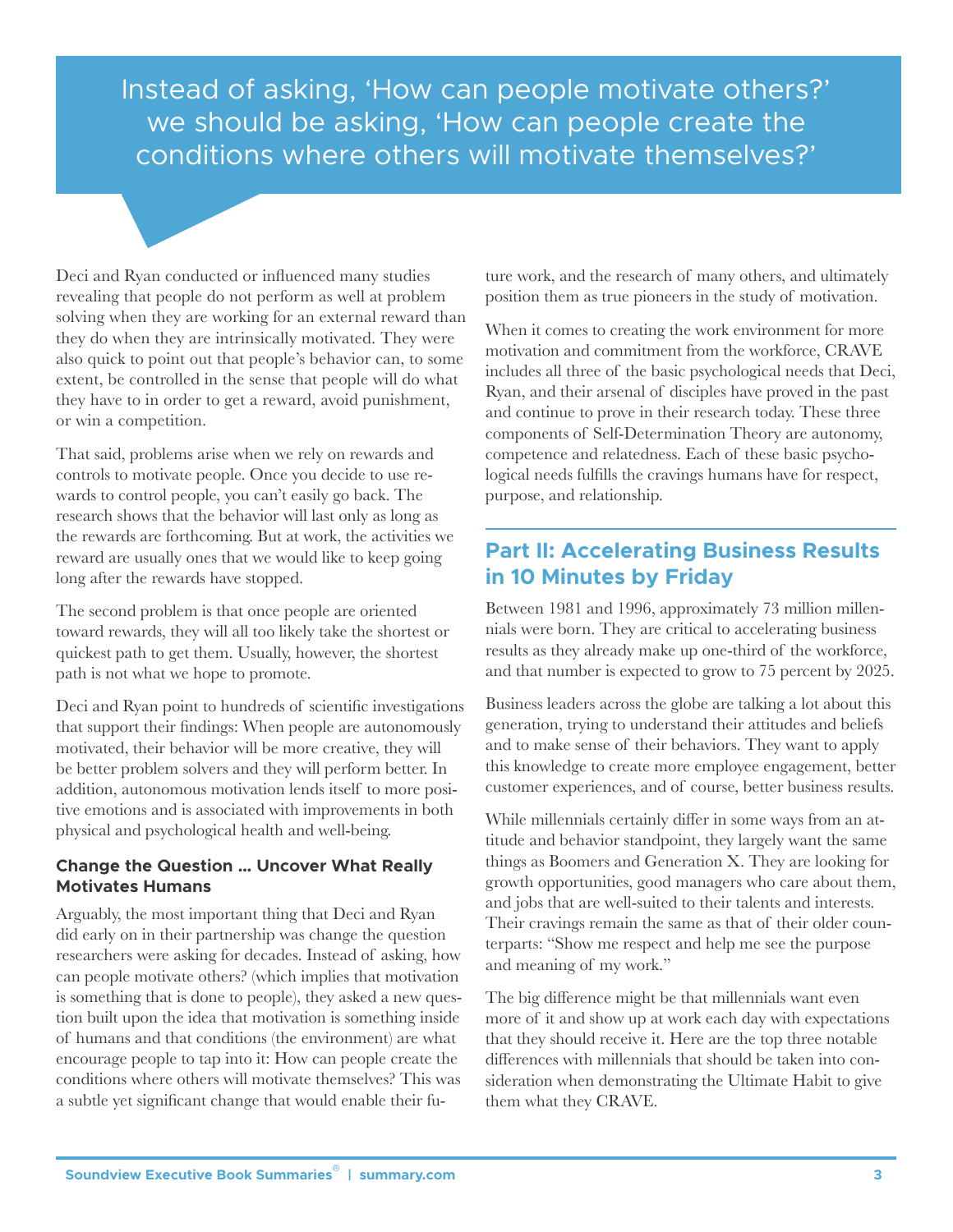> Instead of asking, 'How can people motivate others?' we should be asking, 'How can people create the conditions where others will motivate themselves?'

Deci and Ryan conducted or influenced many studies revealing that people do not perform as well at problem solving when they are working for an external reward than they do when they are intrinsically motivated. They were also quick to point out that people's behavior can, to some extent, be controlled in the sense that people will do what they have to in order to get a reward, avoid punishment, or win a competition.

That said, problems arise when we rely on rewards and controls to motivate people. Once you decide to use rewards to control people, you can't easily go back. The research shows that the behavior will last only as long as the rewards are forthcoming. But at work, the activities we reward are usually ones that we would like to keep going long after the rewards have stopped.

The second problem is that once people are oriented toward rewards, they will all too likely take the shortest or quickest path to get them. Usually, however, the shortest path is not what we hope to promote.

Deci and Ryan point to hundreds of scientific investigations that support their findings: When people are autonomously motivated, their behavior will be more creative, they will be better problem solvers and they will perform better. In addition, autonomous motivation lends itself to more positive emotions and is associated with improvements in both physical and psychological health and well-being.

### Change the Question ... Uncover What Really Motivates Humans

Arguably, the most important thing that Deci and Ryan did early on in their partnership was change the question researchers were asking for decades. Instead of asking, how can people motivate others? (which implies that motivation is something that is done to people), they asked a new question built upon the idea that motivation is something inside of humans and that conditions (the environment) are what encourage people to tap into it: How can people create the conditions where others will motivate themselves? This was a subtle yet significant change that would enable their future work, and the research of many others, and ultimately position them as true pioneers in the study of motivation.

When it comes to creating the work environment for more motivation and commitment from the workforce, CRAVE includes all three of the basic psychological needs that Deci, Ryan, and their arsenal of disciples have proved in the past and continue to prove in their research today. These three components of Self-Determination Theory are autonomy, competence and relatedness. Each of these basic psychological needs fulfills the cravings humans have for respect, purpose, and relationship.

## Part II: Accelerating Business Results in 10 Minutes by Friday

Between 1981 and 1996, approximately 73 million millennials were born. They are critical to accelerating business results as they already make up one-third of the workforce, and that number is expected to grow to 75 percent by 2025.

Business leaders across the globe are talking a lot about this generation, trying to understand their attitudes and beliefs and to make sense of their behaviors. They want to apply this knowledge to create more employee engagement, better customer experiences, and of course, better business results.

While millennials certainly differ in some ways from an attitude and behavior standpoint, they largely want the same things as Boomers and Generation X. They are looking for growth opportunities, good managers who care about them, and jobs that are well-suited to their talents and interests. Their cravings remain the same as that of their older counterparts: "Show me respect and help me see the purpose and meaning of my work."

The big difference might be that millennials want even more of it and show up at work each day with expectations that they should receive it. Here are the top three notable differences with millennials that should be taken into consideration when demonstrating the Ultimate Habit to give them what they CRAVE.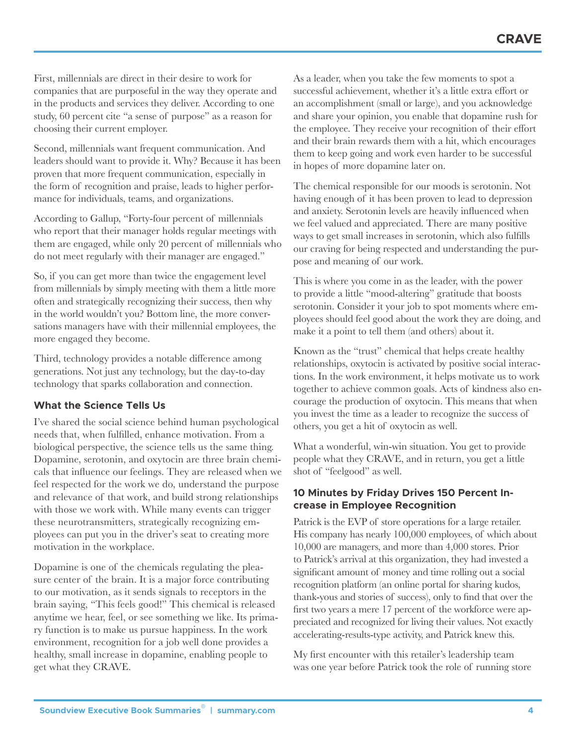First, millennials are direct in their desire to work for companies that are purposeful in the way they operate and in the products and services they deliver. According to one study, 60 percent cite "a sense of purpose" as a reason for choosing their current employer.

Second, millennials want frequent communication. And leaders should want to provide it. Why? Because it has been proven that more frequent communication, especially in the form of recognition and praise, leads to higher performance for individuals, teams, and organizations.

According to Gallup, "Forty-four percent of millennials who report that their manager holds regular meetings with them are engaged, while only 20 percent of millennials who do not meet regularly with their manager are engaged."

So, if you can get more than twice the engagement level from millennials by simply meeting with them a little more often and strategically recognizing their success, then why in the world wouldn't you? Bottom line, the more conversations managers have with their millennial employees, the more engaged they become.

Third, technology provides a notable difference among generations. Not just any technology, but the day-to-day technology that sparks collaboration and connection.

### What the Science Tells Us

I've shared the social science behind human psychological needs that, when fulfilled, enhance motivation. From a biological perspective, the science tells us the same thing. Dopamine, serotonin, and oxytocin are three brain chemicals that influence our feelings. They are released when we feel respected for the work we do, understand the purpose and relevance of that work, and build strong relationships with those we work with. While many events can trigger these neurotransmitters, strategically recognizing employees can put you in the driver's seat to creating more motivation in the workplace.

Dopamine is one of the chemicals regulating the pleasure center of the brain. It is a major force contributing to our motivation, as it sends signals to receptors in the brain saying, "This feels good!" This chemical is released anytime we hear, feel, or see something we like. Its primary function is to make us pursue happiness. In the work environment, recognition for a job well done provides a healthy, small increase in dopamine, enabling people to get what they CRAVE.

As a leader, when you take the few moments to spot a successful achievement, whether it's a little extra effort or an accomplishment (small or large), and you acknowledge and share your opinion, you enable that dopamine rush for the employee. They receive your recognition of their effort and their brain rewards them with a hit, which encourages them to keep going and work even harder to be successful in hopes of more dopamine later on.

The chemical responsible for our moods is serotonin. Not having enough of it has been proven to lead to depression and anxiety. Serotonin levels are heavily influenced when we feel valued and appreciated. There are many positive ways to get small increases in serotonin, which also fulfills our craving for being respected and understanding the purpose and meaning of our work.

This is where you come in as the leader, with the power to provide a little "mood-altering" gratitude that boosts serotonin. Consider it your job to spot moments where employees should feel good about the work they are doing, and make it a point to tell them (and others) about it.

Known as the "trust" chemical that helps create healthy relationships, oxytocin is activated by positive social interactions. In the work environment, it helps motivate us to work together to achieve common goals. Acts of kindness also encourage the production of oxytocin. This means that when you invest the time as a leader to recognize the success of others, you get a hit of oxytocin as well.

What a wonderful, win-win situation. You get to provide people what they CRAVE, and in return, you get a little shot of "feelgood" as well.

### 10 Minutes by Friday Drives 150 Percent Increase in Employee Recognition

Patrick is the EVP of store operations for a large retailer. His company has nearly 100,000 employees, of which about 10,000 are managers, and more than 4,000 stores. Prior to Patrick's arrival at this organization, they had invested a significant amount of money and time rolling out a social recognition platform (an online portal for sharing kudos, thank-yous and stories of success), only to find that over the first two years a mere 17 percent of the workforce were appreciated and recognized for living their values. Not exactly accelerating-results-type activity, and Patrick knew this.

My first encounter with this retailer's leadership team was one year before Patrick took the role of running store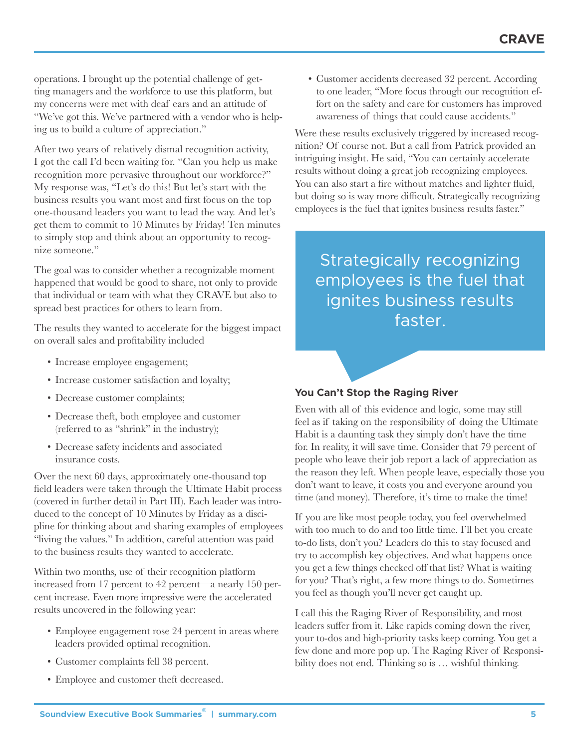operations. I brought up the potential challenge of getting managers and the workforce to use this platform, but my concerns were met with deaf ears and an attitude of "We've got this. We've partnered with a vendor who is helping us to build a culture of appreciation."

After two years of relatively dismal recognition activity, I got the call I'd been waiting for. "Can you help us make recognition more pervasive throughout our workforce?" My response was, "Let's do this! But let's start with the business results you want most and first focus on the top one-thousand leaders you want to lead the way. And let's get them to commit to 10 Minutes by Friday! Ten minutes to simply stop and think about an opportunity to recognize someone."

The goal was to consider whether a recognizable moment happened that would be good to share, not only to provide that individual or team with what they CRAVE but also to spread best practices for others to learn from.

The results they wanted to accelerate for the biggest impact on overall sales and profitability included

- Increase employee engagement;
- Increase customer satisfaction and loyalty;
- Decrease customer complaints;
- Decrease theft, both employee and customer (referred to as "shrink" in the industry);
- Decrease safety incidents and associated insurance costs.

Over the next 60 days, approximately one-thousand top field leaders were taken through the Ultimate Habit process (covered in further detail in Part III). Each leader was introduced to the concept of 10 Minutes by Friday as a discipline for thinking about and sharing examples of employees "living the values." In addition, careful attention was paid to the business results they wanted to accelerate.

Within two months, use of their recognition platform increased from 17 percent to 42 percent—a nearly 150 percent increase. Even more impressive were the accelerated results uncovered in the following year:

- Employee engagement rose 24 percent in areas where leaders provided optimal recognition.
- Customer complaints fell 38 percent.
- Employee and customer theft decreased.
- Customer accidents decreased 32 percent. According to one leader, "More focus through our recognition effort on the safety and care for customers has improved awareness of things that could cause accidents."

Were these results exclusively triggered by increased recognition? Of course not. But a call from Patrick provided an intriguing insight. He said, "You can certainly accelerate results without doing a great job recognizing employees. You can also start a fire without matches and lighter fluid, but doing so is way more difficult. Strategically recognizing employees is the fuel that ignites business results faster."

> Strategically recognizing employees is the fuel that ignites business results faster.

### You Can't Stop the Raging River

Even with all of this evidence and logic, some may still feel as if taking on the responsibility of doing the Ultimate Habit is a daunting task they simply don't have the time for. In reality, it will save time. Consider that 79 percent of people who leave their job report a lack of appreciation as the reason they left. When people leave, especially those you don't want to leave, it costs you and everyone around you time (and money). Therefore, it's time to make the time!

If you are like most people today, you feel overwhelmed with too much to do and too little time. I'll bet you create to-do lists, don't you? Leaders do this to stay focused and try to accomplish key objectives. And what happens once you get a few things checked off that list? What is waiting for you? That's right, a few more things to do. Sometimes you feel as though you'll never get caught up.

I call this the Raging River of Responsibility, and most leaders suffer from it. Like rapids coming down the river, your to-dos and high-priority tasks keep coming. You get a few done and more pop up. The Raging River of Responsibility does not end. Thinking so is … wishful thinking.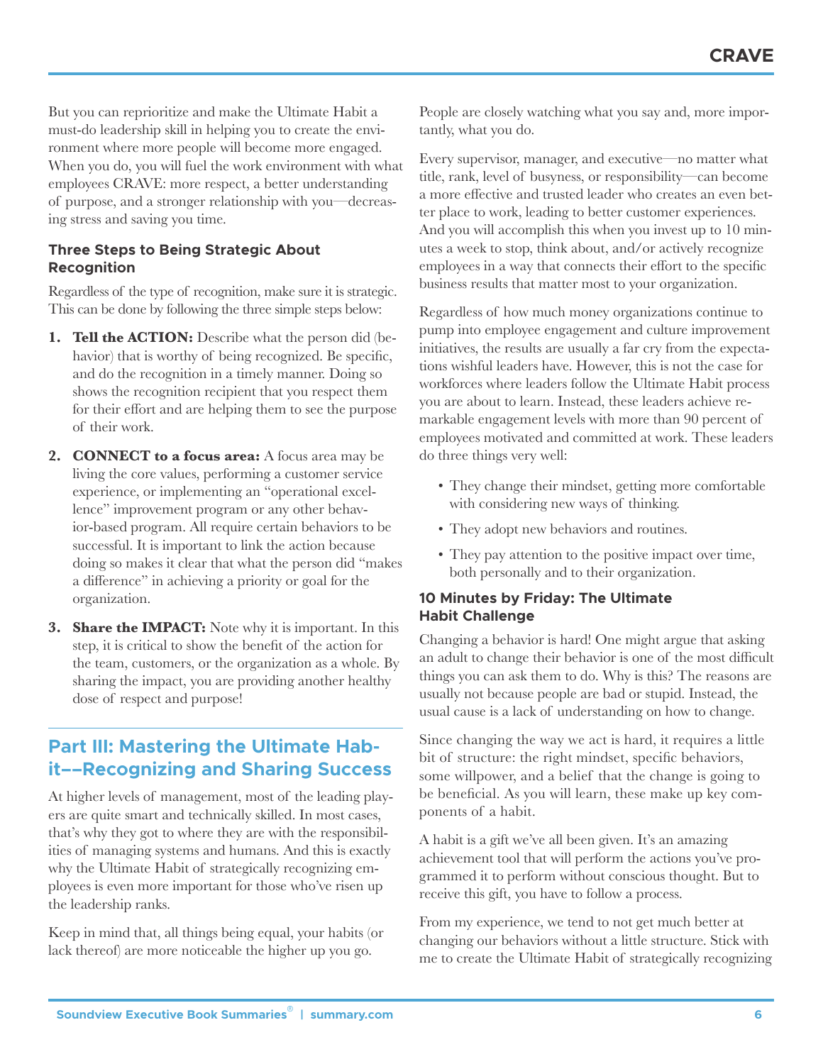But you can reprioritize and make the Ultimate Habit a must-do leadership skill in helping you to create the environment where more people will become more engaged. When you do, you will fuel the work environment with what employees CRAVE: more respect, a better understanding of purpose, and a stronger relationship with you—decreasing stress and saving you time.

### Three Steps to Being Strategic About Recognition

Regardless of the type of recognition, make sure it is strategic. This can be done by following the three simple steps below:

1. **Tell the ACTION:** Describe what the person did (behavior) that is worthy of being recognized. Be specific, and do the recognition in a timely manner. Doing so shows the recognition recipient that you respect them for their effort and are helping them to see the purpose of their work.
2. **CONNECT to a focus area:** A focus area may be living the core values, performing a customer service experience, or implementing an "operational excellence" improvement program or any other behavior-based program. All require certain behaviors to be successful. It is important to link the action because doing so makes it clear that what the person did "makes a difference" in achieving a priority or goal for the organization.
3. **Share the IMPACT:** Note why it is important. In this step, it is critical to show the benefit of the action for the team, customers, or the organization as a whole. By sharing the impact, you are providing another healthy dose of respect and purpose!

## Part III: Mastering the Ultimate Habit––Recognizing and Sharing Success

At higher levels of management, most of the leading players are quite smart and technically skilled. In most cases, that's why they got to where they are with the responsibilities of managing systems and humans. And this is exactly why the Ultimate Habit of strategically recognizing employees is even more important for those who've risen up the leadership ranks.

Keep in mind that, all things being equal, your habits (or lack thereof) are more noticeable the higher up you go.

People are closely watching what you say and, more importantly, what you do.

Every supervisor, manager, and executive—no matter what title, rank, level of busyness, or responsibility—can become a more effective and trusted leader who creates an even better place to work, leading to better customer experiences. And you will accomplish this when you invest up to 10 minutes a week to stop, think about, and/or actively recognize employees in a way that connects their effort to the specific business results that matter most to your organization.

Regardless of how much money organizations continue to pump into employee engagement and culture improvement initiatives, the results are usually a far cry from the expectations wishful leaders have. However, this is not the case for workforces where leaders follow the Ultimate Habit process you are about to learn. Instead, these leaders achieve remarkable engagement levels with more than 90 percent of employees motivated and committed at work. These leaders do three things very well:

- They change their mindset, getting more comfortable with considering new ways of thinking.
- They adopt new behaviors and routines.
- They pay attention to the positive impact over time, both personally and to their organization.

### 10 Minutes by Friday: The Ultimate Habit Challenge

Changing a behavior is hard! One might argue that asking an adult to change their behavior is one of the most difficult things you can ask them to do. Why is this? The reasons are usually not because people are bad or stupid. Instead, the usual cause is a lack of understanding on how to change.

Since changing the way we act is hard, it requires a little bit of structure: the right mindset, specific behaviors, some willpower, and a belief that the change is going to be beneficial. As you will learn, these make up key components of a habit.

A habit is a gift we've all been given. It's an amazing achievement tool that will perform the actions you've programmed it to perform without conscious thought. But to receive this gift, you have to follow a process.

From my experience, we tend to not get much better at changing our behaviors without a little structure. Stick with me to create the Ultimate Habit of strategically recognizing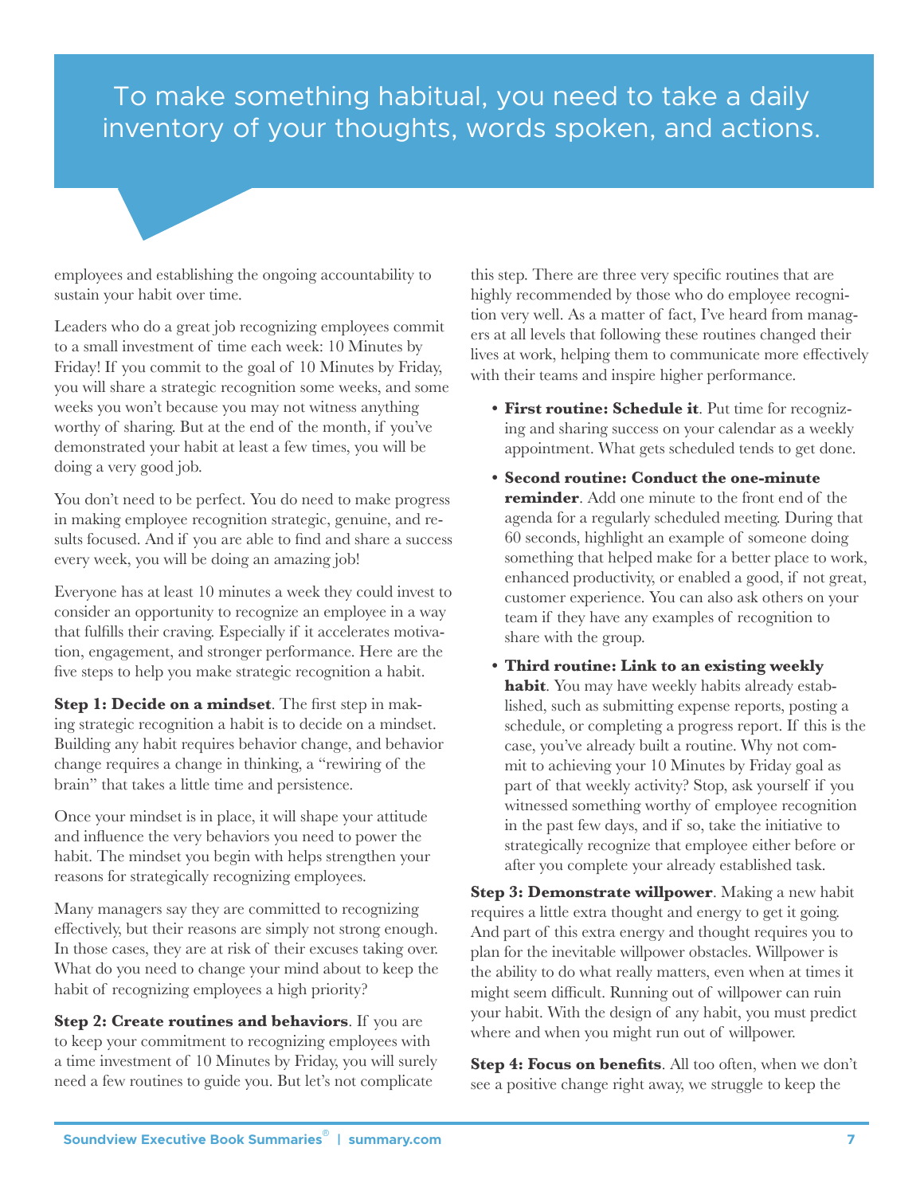> To make something habitual, you need to take a daily inventory of your thoughts, words spoken, and actions.

employees and establishing the ongoing accountability to sustain your habit over time.

Leaders who do a great job recognizing employees commit to a small investment of time each week: 10 Minutes by Friday! If you commit to the goal of 10 Minutes by Friday, you will share a strategic recognition some weeks, and some weeks you won't because you may not witness anything worthy of sharing. But at the end of the month, if you've demonstrated your habit at least a few times, you will be doing a very good job.

You don't need to be perfect. You do need to make progress in making employee recognition strategic, genuine, and results focused. And if you are able to find and share a success every week, you will be doing an amazing job!

Everyone has at least 10 minutes a week they could invest to consider an opportunity to recognize an employee in a way that fulfills their craving. Especially if it accelerates motivation, engagement, and stronger performance. Here are the five steps to help you make strategic recognition a habit.

**Step 1: Decide on a mindset**. The first step in making strategic recognition a habit is to decide on a mindset. Building any habit requires behavior change, and behavior change requires a change in thinking, a "rewiring of the brain" that takes a little time and persistence.

Once your mindset is in place, it will shape your attitude and influence the very behaviors you need to power the habit. The mindset you begin with helps strengthen your reasons for strategically recognizing employees.

Many managers say they are committed to recognizing effectively, but their reasons are simply not strong enough. In those cases, they are at risk of their excuses taking over. What do you need to change your mind about to keep the habit of recognizing employees a high priority?

**Step 2: Create routines and behaviors**. If you are to keep your commitment to recognizing employees with a time investment of 10 Minutes by Friday, you will surely need a few routines to guide you. But let's not complicate this step. There are three very specific routines that are highly recommended by those who do employee recognition very well. As a matter of fact, I've heard from managers at all levels that following these routines changed their lives at work, helping them to communicate more effectively with their teams and inspire higher performance.

- **First routine: Schedule it**. Put time for recognizing and sharing success on your calendar as a weekly appointment. What gets scheduled tends to get done.
- **Second routine: Conduct the one-minute reminder**. Add one minute to the front end of the agenda for a regularly scheduled meeting. During that 60 seconds, highlight an example of someone doing something that helped make for a better place to work, enhanced productivity, or enabled a good, if not great, customer experience. You can also ask others on your team if they have any examples of recognition to share with the group.
- **Third routine: Link to an existing weekly habit**. You may have weekly habits already established, such as submitting expense reports, posting a schedule, or completing a progress report. If this is the case, you've already built a routine. Why not commit to achieving your 10 Minutes by Friday goal as part of that weekly activity? Stop, ask yourself if you witnessed something worthy of employee recognition in the past few days, and if so, take the initiative to strategically recognize that employee either before or after you complete your already established task.

**Step 3: Demonstrate willpower**. Making a new habit requires a little extra thought and energy to get it going. And part of this extra energy and thought requires you to plan for the inevitable willpower obstacles. Willpower is the ability to do what really matters, even when at times it might seem difficult. Running out of willpower can ruin your habit. With the design of any habit, you must predict where and when you might run out of willpower.

**Step 4: Focus on benefits**. All too often, when we don't see a positive change right away, we struggle to keep the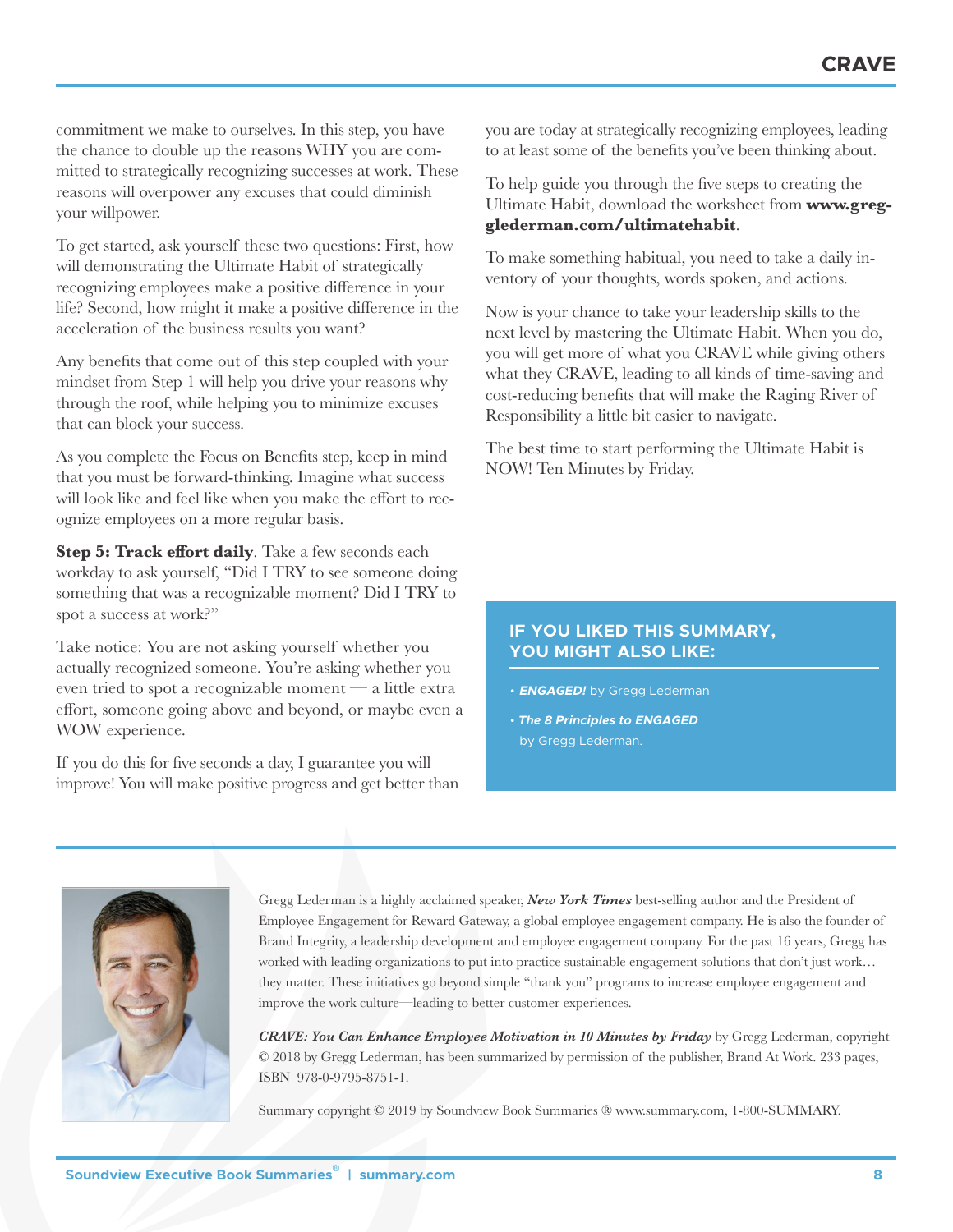commitment we make to ourselves. In this step, you have the chance to double up the reasons WHY you are committed to strategically recognizing successes at work. These reasons will overpower any excuses that could diminish your willpower.

To get started, ask yourself these two questions: First, how will demonstrating the Ultimate Habit of strategically recognizing employees make a positive difference in your life? Second, how might it make a positive difference in the acceleration of the business results you want?

Any benefits that come out of this step coupled with your mindset from Step 1 will help you drive your reasons why through the roof, while helping you to minimize excuses that can block your success.

As you complete the Focus on Benefits step, keep in mind that you must be forward-thinking. Imagine what success will look like and feel like when you make the effort to recognize employees on a more regular basis.

**Step 5: Track effort daily**. Take a few seconds each workday to ask yourself, "Did I TRY to see someone doing something that was a recognizable moment? Did I TRY to spot a success at work?"

Take notice: You are not asking yourself whether you actually recognized someone. You're asking whether you even tried to spot a recognizable moment — a little extra effort, someone going above and beyond, or maybe even a WOW experience.

If you do this for five seconds a day, I guarantee you will improve! You will make positive progress and get better than you are today at strategically recognizing employees, leading to at least some of the benefits you've been thinking about.

To help guide you through the five steps to creating the Ultimate Habit, download the worksheet from **www.gregglederman.com/ultimatehabit**.

To make something habitual, you need to take a daily inventory of your thoughts, words spoken, and actions.

Now is your chance to take your leadership skills to the next level by mastering the Ultimate Habit. When you do, you will get more of what you CRAVE while giving others what they CRAVE, leading to all kinds of time-saving and cost-reducing benefits that will make the Raging River of Responsibility a little bit easier to navigate.

The best time to start performing the Ultimate Habit is NOW! Ten Minutes by Friday.

## IF YOU LIKED THIS SUMMARY, YOU MIGHT ALSO LIKE:

- ***ENGAGED!*** by Gregg Lederman
- ***The 8 Principles to ENGAGED*** by Gregg Lederman.

Gregg Lederman is a highly acclaimed speaker, ***New York Times*** best-selling author and the President of Employee Engagement for Reward Gateway, a global employee engagement company. He is also the founder of Brand Integrity, a leadership development and employee engagement company. For the past 16 years, Gregg has worked with leading organizations to put into practice sustainable engagement solutions that don't just work… they matter. These initiatives go beyond simple "thank you" programs to increase employee engagement and improve the work culture—leading to better customer experiences.

***CRAVE: You Can Enhance Employee Motivation in 10 Minutes by Friday*** by Gregg Lederman, copyright © 2018 by Gregg Lederman, has been summarized by permission of the publisher, Brand At Work. 233 pages, ISBN 978-0-9795-8751-1.

Summary copyright © 2019 by Soundview Book Summaries ® www.summary.com, 1-800-SUMMARY.